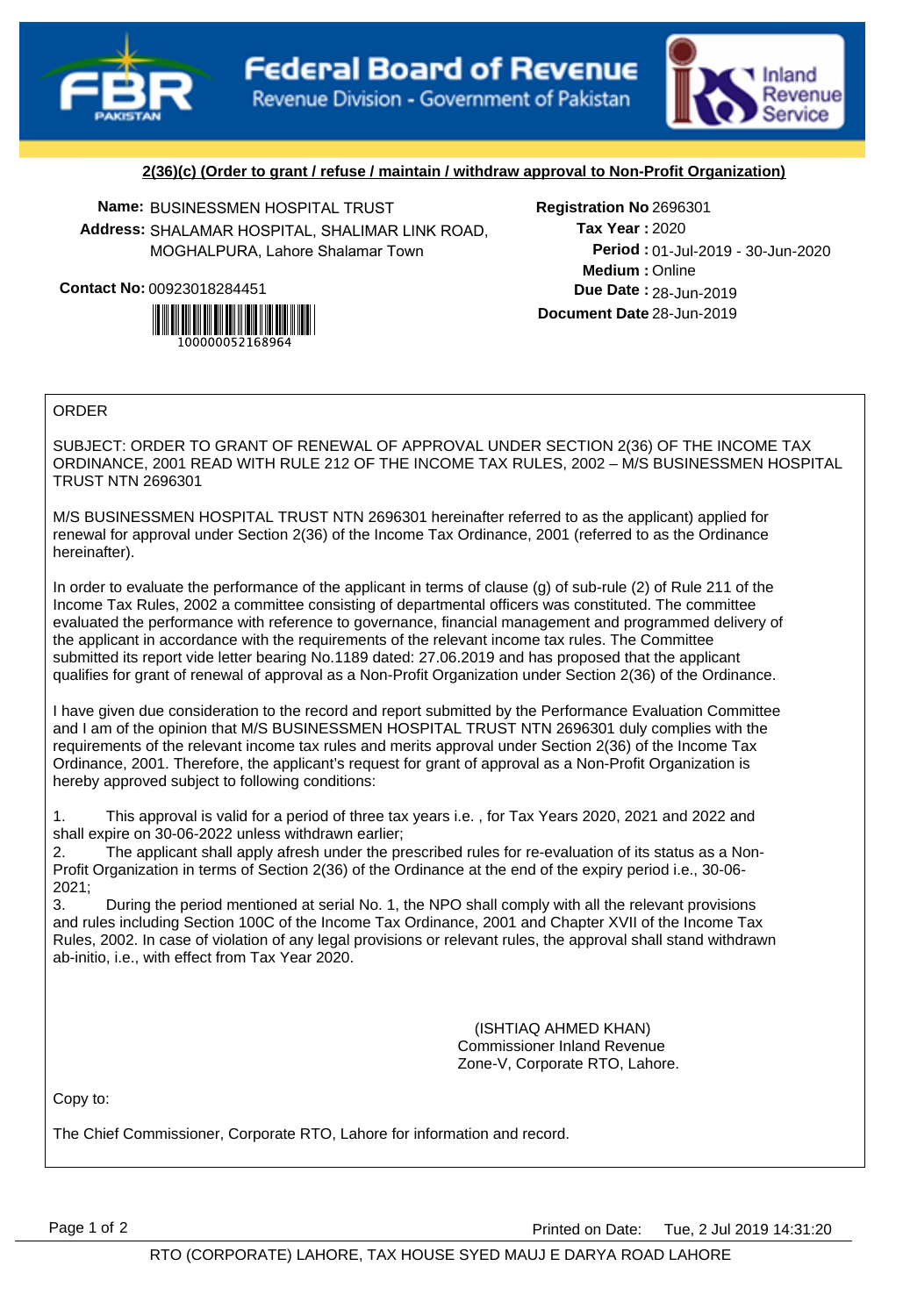# Federal Board of Revenue

Revenue Division - Government of Pakistan

Inland Revenue Service

**2(36)(c) (Order to grant / refuse / maintain / withdraw approval to Non-Profit Organization)**

**Name:** BUSINESSMEN HOSPITAL TRUST
**Address:** SHALAMAR HOSPITAL, SHALIMAR LINK ROAD, MOGHALPURA, Lahore Shalamar Town
**Contact No:** 00923018284451

100000052168964

**Registration No** 2696301
**Tax Year :** 2020
**Period :** 01-Jul-2019 - 30-Jun-2020
**Medium :** Online
**Due Date :** 28-Jun-2019
**Document Date** 28-Jun-2019

ORDER

SUBJECT: ORDER TO GRANT OF RENEWAL OF APPROVAL UNDER SECTION 2(36) OF THE INCOME TAX ORDINANCE, 2001 READ WITH RULE 212 OF THE INCOME TAX RULES, 2002 – M/S BUSINESSMEN HOSPITAL TRUST NTN 2696301

M/S BUSINESSMEN HOSPITAL TRUST NTN 2696301 hereinafter referred to as the applicant) applied for renewal for approval under Section 2(36) of the Income Tax Ordinance, 2001 (referred to as the Ordinance hereinafter).

In order to evaluate the performance of the applicant in terms of clause (g) of sub-rule (2) of Rule 211 of the Income Tax Rules, 2002 a committee consisting of departmental officers was constituted. The committee evaluated the performance with reference to governance, financial management and programmed delivery of the applicant in accordance with the requirements of the relevant income tax rules. The Committee submitted its report vide letter bearing No.1189 dated: 27.06.2019 and has proposed that the applicant qualifies for grant of renewal of approval as a Non-Profit Organization under Section 2(36) of the Ordinance.

I have given due consideration to the record and report submitted by the Performance Evaluation Committee and I am of the opinion that M/S BUSINESSMEN HOSPITAL TRUST NTN 2696301 duly complies with the requirements of the relevant income tax rules and merits approval under Section 2(36) of the Income Tax Ordinance, 2001. Therefore, the applicant's request for grant of approval as a Non-Profit Organization is hereby approved subject to following conditions:

1. This approval is valid for a period of three tax years i.e. , for Tax Years 2020, 2021 and 2022 and shall expire on 30-06-2022 unless withdrawn earlier;
2. The applicant shall apply afresh under the prescribed rules for re-evaluation of its status as a Non-Profit Organization in terms of Section 2(36) of the Ordinance at the end of the expiry period i.e., 30-06-2021;
3. During the period mentioned at serial No. 1, the NPO shall comply with all the relevant provisions and rules including Section 100C of the Income Tax Ordinance, 2001 and Chapter XVII of the Income Tax Rules, 2002. In case of violation of any legal provisions or relevant rules, the approval shall stand withdrawn ab-initio, i.e., with effect from Tax Year 2020.

(ISHTIAQ AHMED KHAN)
Commissioner Inland Revenue
Zone-V, Corporate RTO, Lahore.

Copy to:

The Chief Commissioner, Corporate RTO, Lahore for information and record.

Printed on Date: Tue, 2 Jul 2019 14:31:20

RTO (CORPORATE) LAHORE, TAX HOUSE SYED MAUJ E DARYA ROAD LAHORE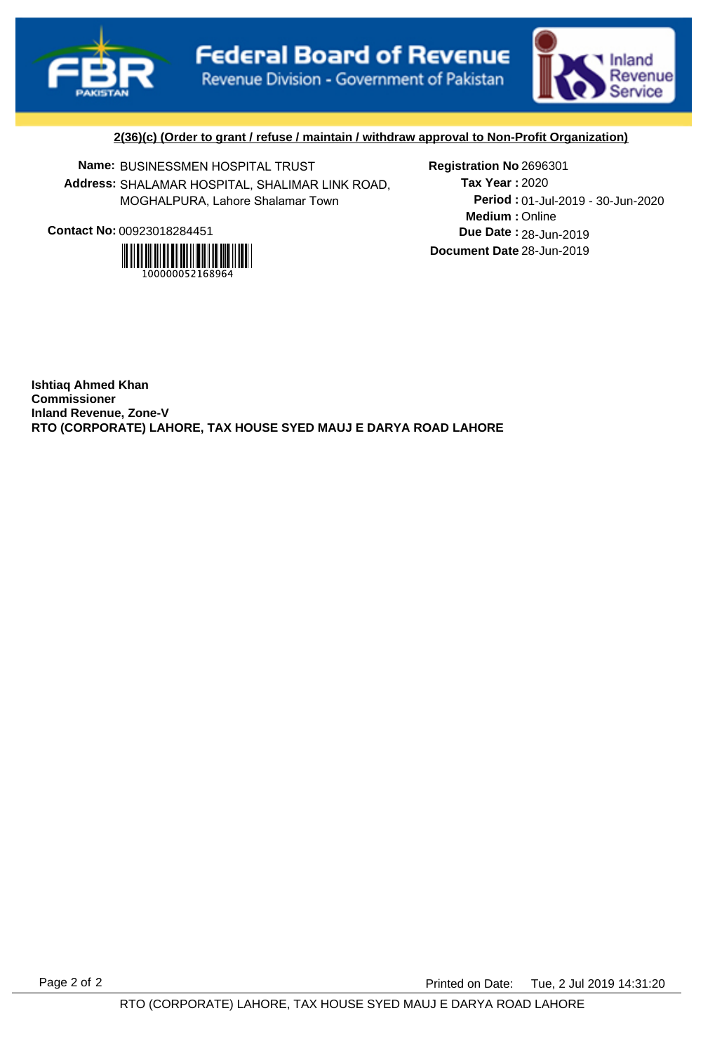Federal Board of Revenue
Revenue Division - Government of Pakistan

Inland Revenue Service

**2(36)(c) (Order to grant / refuse / maintain / withdraw approval to Non-Profit Organization)**

**Name:** BUSINESSMEN HOSPITAL TRUST
**Address:** SHALAMAR HOSPITAL, SHALIMAR LINK ROAD, MOGHALPURA, Lahore Shalamar Town

**Contact No:** 00923018284451

100000052168964

**Registration No** 2696301
**Tax Year :** 2020
**Period :** 01-Jul-2019 - 30-Jun-2020
**Medium :** Online
**Due Date :** 28-Jun-2019
**Document Date** 28-Jun-2019

**Ishtiaq Ahmed Khan**
**Commissioner**
**Inland Revenue, Zone-V**
**RTO (CORPORATE) LAHORE, TAX HOUSE SYED MAUJ E DARYA ROAD LAHORE**

Printed on Date: Tue, 2 Jul 2019 14:31:20

RTO (CORPORATE) LAHORE, TAX HOUSE SYED MAUJ E DARYA ROAD LAHORE